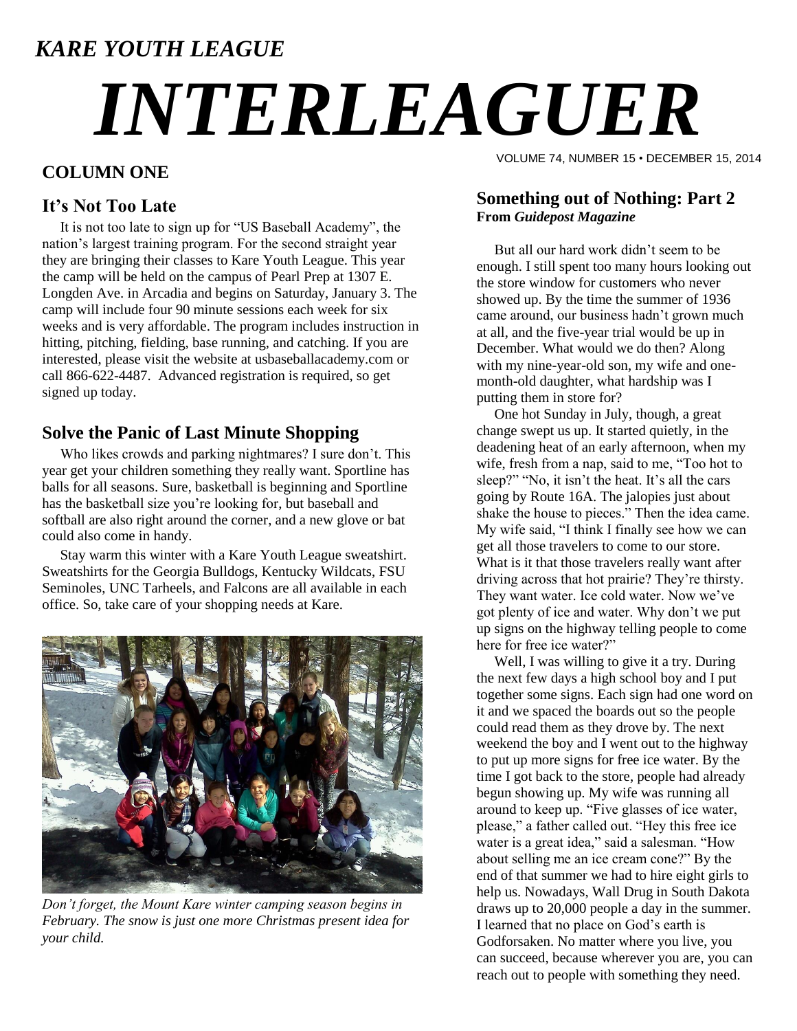*KARE YOUTH LEAGUE*

# *INTERLEAGUER*

VOLUME 74, NUMBER 15 • DECEMBER 15, 2014

## COLUMN ONE

### It's Not Too Late

It is not too late to sign up for "US Baseball Academy", the nation's largest training program. For the second straight year they are bringing their classes to Kare Youth League. This year the camp will be held on the campus of Pearl Prep at 1307 E. Longden Ave. in Arcadia and begins on Saturday, January 3. The camp will include four 90 minute sessions each week for six weeks and is very affordable. The program includes instruction in hitting, pitching, fielding, base running, and catching. If you are interested, please visit the website at usbaseballacademy.com or call 866-622-4487. Advanced registration is required, so get signed up today.

### Solve the Panic of Last Minute Shopping

Who likes crowds and parking nightmares? I sure don't. This year get your children something they really want. Sportline has balls for all seasons. Sure, basketball is beginning and Sportline has the basketball size you're looking for, but baseball and softball are also right around the corner, and a new glove or bat could also come in handy.

Stay warm this winter with a Kare Youth League sweatshirt. Sweatshirts for the Georgia Bulldogs, Kentucky Wildcats, FSU Seminoles, UNC Tarheels, and Falcons are all available in each office. So, take care of your shopping needs at Kare.

*Don't forget, the Mount Kare winter camping season begins in February. The snow is just one more Christmas present idea for your child.*

### Something out of Nothing: Part 2
**From *Guidepost Magazine***

But all our hard work didn't seem to be enough. I still spent too many hours looking out the store window for customers who never showed up. By the time the summer of 1936 came around, our business hadn't grown much at all, and the five-year trial would be up in December. What would we do then? Along with my nine-year-old son, my wife and one-month-old daughter, what hardship was I putting them in store for?

One hot Sunday in July, though, a great change swept us up. It started quietly, in the deadening heat of an early afternoon, when my wife, fresh from a nap, said to me, "Too hot to sleep?" "No, it isn't the heat. It's all the cars going by Route 16A. The jalopies just about shake the house to pieces." Then the idea came. My wife said, "I think I finally see how we can get all those travelers to come to our store. What is it that those travelers really want after driving across that hot prairie? They're thirsty. They want water. Ice cold water. Now we've got plenty of ice and water. Why don't we put up signs on the highway telling people to come here for free ice water?"

Well, I was willing to give it a try. During the next few days a high school boy and I put together some signs. Each sign had one word on it and we spaced the boards out so the people could read them as they drove by. The next weekend the boy and I went out to the highway to put up more signs for free ice water. By the time I got back to the store, people had already begun showing up. My wife was running all around to keep up. "Five glasses of ice water, please," a father called out. "Hey this free ice water is a great idea," said a salesman. "How about selling me an ice cream cone?" By the end of that summer we had to hire eight girls to help us. Nowadays, Wall Drug in South Dakota draws up to 20,000 people a day in the summer. I learned that no place on God's earth is Godforsaken. No matter where you live, you can succeed, because wherever you are, you can reach out to people with something they need.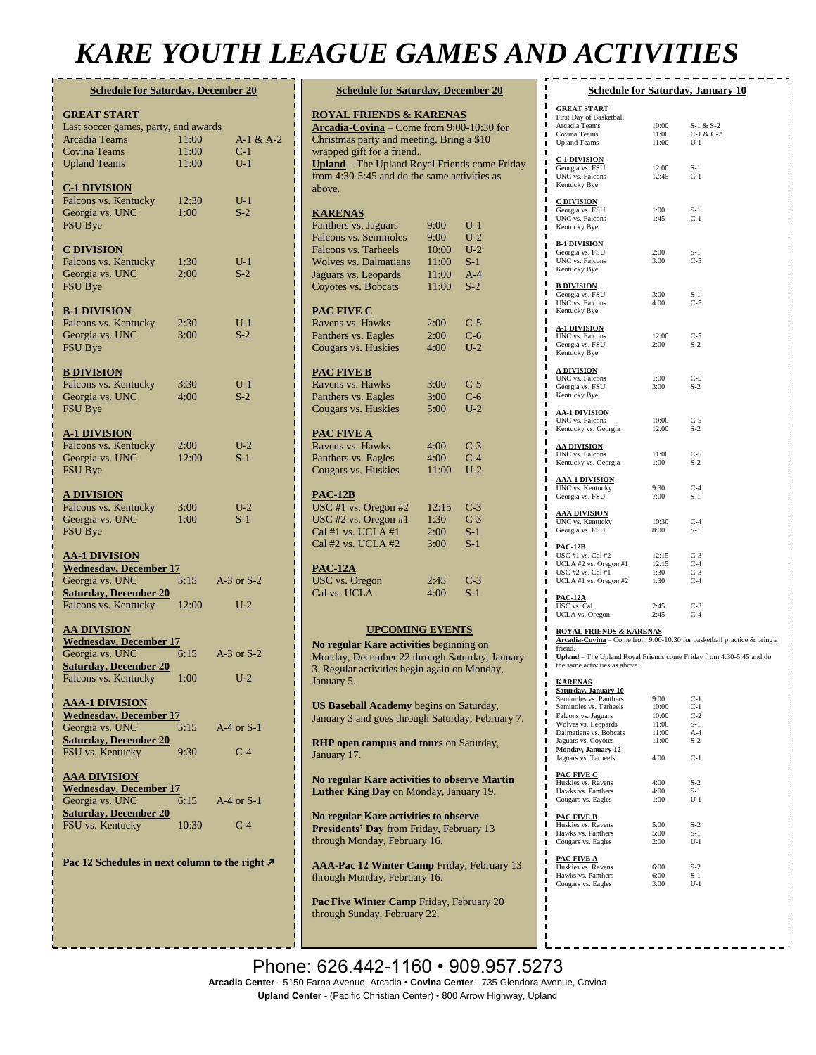# KARE YOUTH LEAGUE GAMES AND ACTIVITIES

## Schedule for Saturday, December 20

**GREAT START**

Last soccer games, party, and awards

| | | |
|---|---|---|
| Arcadia Teams | 11:00 | A-1 & A-2 |
| Covina Teams | 11:00 | C-1 |
| Upland Teams | 11:00 | U-1 |

**C-1 DIVISION**

| | | |
|---|---|---|
| Falcons vs. Kentucky | 12:30 | U-1 |
| Georgia vs. UNC | 1:00 | S-2 |
| FSU Bye | | |

**C DIVISION**

| | | |
|---|---|---|
| Falcons vs. Kentucky | 1:30 | U-1 |
| Georgia vs. UNC | 2:00 | S-2 |
| FSU Bye | | |

**B-1 DIVISION**

| | | |
|---|---|---|
| Falcons vs. Kentucky | 2:30 | U-1 |
| Georgia vs. UNC | 3:00 | S-2 |
| FSU Bye | | |

**B DIVISION**

| | | |
|---|---|---|
| Falcons vs. Kentucky | 3:30 | U-1 |
| Georgia vs. UNC | 4:00 | S-2 |
| FSU Bye | | |

**A-1 DIVISION**

| | | |
|---|---|---|
| Falcons vs. Kentucky | 2:00 | U-2 |
| Georgia vs. UNC | 12:00 | S-1 |
| FSU Bye | | |

**A DIVISION**

| | | |
|---|---|---|
| Falcons vs. Kentucky | 3:00 | U-2 |
| Georgia vs. UNC | 1:00 | S-1 |
| FSU Bye | | |

**AA-1 DIVISION**

| | | |
|---|---|---|
| **Wednesday, December 17** | | |
| Georgia vs. UNC | 5:15 | A-3 or S-2 |
| **Saturday, December 20** | | |
| Falcons vs. Kentucky | 12:00 | U-2 |

**AA DIVISION**

| | | |
|---|---|---|
| **Wednesday, December 17** | | |
| Georgia vs. UNC | 6:15 | A-3 or S-2 |
| **Saturday, December 20** | | |
| Falcons vs. Kentucky | 1:00 | U-2 |

**AAA-1 DIVISION**

| | | |
|---|---|---|
| **Wednesday, December 17** | | |
| Georgia vs. UNC | 5:15 | A-4 or S-1 |
| **Saturday, December 20** | | |
| FSU vs. Kentucky | 9:30 | C-4 |

**AAA DIVISION**

| | | |
|---|---|---|
| **Wednesday, December 17** | | |
| Georgia vs. UNC | 6:15 | A-4 or S-1 |
| **Saturday, December 20** | | |
| FSU vs. Kentucky | 10:30 | C-4 |

**Pac 12 Schedules in next column to the right ↗**

## Schedule for Saturday, December 20

**ROYAL FRIENDS & KARENAS**

**Arcadia-Covina** – Come from 9:00-10:30 for Christmas party and meeting. Bring a $10 wrapped gift for a friend..

**Upland** – The Upland Royal Friends come Friday from 4:30-5:45 and do the same activities as above.

**KARENAS**

| | | |
|---|---|---|
| Panthers vs. Jaguars | 9:00 | U-1 |
| Falcons vs. Seminoles | 9:00 | U-2 |
| Falcons vs. Tarheels | 10:00 | U-2 |
| Wolves vs. Dalmatians | 11:00 | S-1 |
| Jaguars vs. Leopards | 11:00 | A-4 |
| Coyotes vs. Bobcats | 11:00 | S-2 |

**PAC FIVE C**

| | | |
|---|---|---|
| Ravens vs. Hawks | 2:00 | C-5 |
| Panthers vs. Eagles | 2:00 | C-6 |
| Cougars vs. Huskies | 4:00 | U-2 |

**PAC FIVE B**

| | | |
|---|---|---|
| Ravens vs. Hawks | 3:00 | C-5 |
| Panthers vs. Eagles | 3:00 | C-6 |
| Cougars vs. Huskies | 5:00 | U-2 |

**PAC FIVE A**

| | | |
|---|---|---|
| Ravens vs. Hawks | 4:00 | C-3 |
| Panthers vs. Eagles | 4:00 | C-4 |
| Cougars vs. Huskies | 11:00 | U-2 |

**PAC-12B**

| | | |
|---|---|---|
| USC #1 vs. Oregon #2 | 12:15 | C-3 |
| USC #2 vs. Oregon #1 | 1:30 | C-3 |
| Cal #1 vs. UCLA #1 | 2:00 | S-1 |
| Cal #2 vs. UCLA #2 | 3:00 | S-1 |

**PAC-12A**

| | | |
|---|---|---|
| USC vs. Oregon | 2:45 | C-3 |
| Cal vs. UCLA | 4:00 | S-1 |

**UPCOMING EVENTS**

**No regular Kare activities** beginning on Monday, December 22 through Saturday, January 3. Regular activities begin again on Monday, January 5.

**US Baseball Academy** begins on Saturday, January 3 and goes through Saturday, February 7.

**RHP open campus and tours** on Saturday, January 17.

**No regular Kare activities to observe Martin Luther King Day** on Monday, January 19.

**No regular Kare activities to observe Presidents' Day** from Friday, February 13 through Monday, February 16.

**AAA-Pac 12 Winter Camp** Friday, February 13 through Monday, February 16.

**Pac Five Winter Camp** Friday, February 20 through Sunday, February 22.

## Schedule for Saturday, January 10

**GREAT START**

First Day of Basketball

| | | |
|---|---|---|
| Arcadia Teams | 10:00 | S-1 & S-2 |
| Covina Teams | 11:00 | C-1 & C-2 |
| Upland Teams | 11:00 | U-1 |

**C-1 DIVISION**

| | | |
|---|---|---|
| Georgia vs. FSU | 12:00 | S-1 |
| UNC vs. Falcons | 12:45 | C-1 |
| Kentucky Bye | | |

**C DIVISION**

| | | |
|---|---|---|
| Georgia vs. FSU | 1:00 | S-1 |
| UNC vs. Falcons | 1:45 | C-1 |
| Kentucky Bye | | |

**B-1 DIVISION**

| | | |
|---|---|---|
| Georgia vs. FSU | 2:00 | S-1 |
| UNC vs. Falcons | 3:00 | C-5 |
| Kentucky Bye | | |

**B DIVISION**

| | | |
|---|---|---|
| Georgia vs. FSU | 3:00 | S-1 |
| UNC vs. Falcons | 4:00 | C-5 |
| Kentucky Bye | | |

**A-1 DIVISION**

| | | |
|---|---|---|
| UNC vs. Falcons | 12:00 | C-5 |
| Georgia vs. FSU | 2:00 | S-2 |
| Kentucky Bye | | |

**A DIVISION**

| | | |
|---|---|---|
| UNC vs. Falcons | 1:00 | C-5 |
| Georgia vs. FSU | 3:00 | S-2 |
| Kentucky Bye | | |

**AA-1 DIVISION**

| | | |
|---|---|---|
| UNC vs. Falcons | 10:00 | C-5 |
| Kentucky vs. Georgia | 12:00 | S-2 |

**AA DIVISION**

| | | |
|---|---|---|
| UNC vs. Falcons | 11:00 | C-5 |
| Kentucky vs. Georgia | 1:00 | S-2 |

**AAA-1 DIVISION**

| | | |
|---|---|---|
| UNC vs. Kentucky | 9:30 | C-4 |
| Georgia vs. FSU | 7:00 | S-1 |

**AAA DIVISION**

| | | |
|---|---|---|
| UNC vs. Kentucky | 10:30 | C-4 |
| Georgia vs. FSU | 8:00 | S-1 |

**PAC-12B**

| | | |
|---|---|---|
| USC #1 vs. Cal #2 | 12:15 | C-3 |
| UCLA #2 vs. Oregon #1 | 12:15 | C-4 |
| USC #2 vs. Cal #1 | 1:30 | C-3 |
| UCLA #1 vs. Oregon #2 | 1:30 | C-4 |

**PAC-12A**

| | | |
|---|---|---|
| USC vs. Cal | 2:45 | C-3 |
| UCLA vs. Oregon | 2:45 | C-4 |

**ROYAL FRIENDS & KARENAS**

**Arcadia-Covina** – Come from 9:00-10:30 for basketball practice & bring a friend.

**Upland** – The Upland Royal Friends come Friday from 4:30-5:45 and do the same activities as above.

**KARENAS**

| | | |
|---|---|---|
| **Saturday, January 10** | | |
| Seminoles vs. Panthers | 9:00 | C-1 |
| Seminoles vs. Tarheels | 10:00 | C-1 |
| Falcons vs. Jaguars | 10:00 | C-2 |
| Wolves vs. Leopards | 11:00 | S-1 |
| Dalmatians vs. Bobcats | 11:00 | A-4 |
| Jaguars vs. Coyotes | 11:00 | S-2 |
| **Monday, January 12** | | |
| Jaguars vs. Tarheels | 4:00 | C-1 |

**PAC FIVE C**

| | | |
|---|---|---|
| Huskies vs. Ravens | 4:00 | S-2 |
| Hawks vs. Panthers | 4:00 | S-1 |
| Cougars vs. Eagles | 1:00 | U-1 |

**PAC FIVE B**

| | | |
|---|---|---|
| Huskies vs. Ravens | 5:00 | S-2 |
| Hawks vs. Panthers | 5:00 | S-1 |
| Cougars vs. Eagles | 2:00 | U-1 |

**PAC FIVE A**

| | | |
|---|---|---|
| Huskies vs. Ravens | 6:00 | S-2 |
| Hawks vs. Panthers | 6:00 | S-1 |
| Cougars vs. Eagles | 3:00 | U-1 |

Phone: 626.442-1160 • 909.957.5273

**Arcadia Center** - 5150 Farna Avenue, Arcadia • **Covina Center** - 735 Glendora Avenue, Covina

**Upland Center** - (Pacific Christian Center) • 800 Arrow Highway, Upland